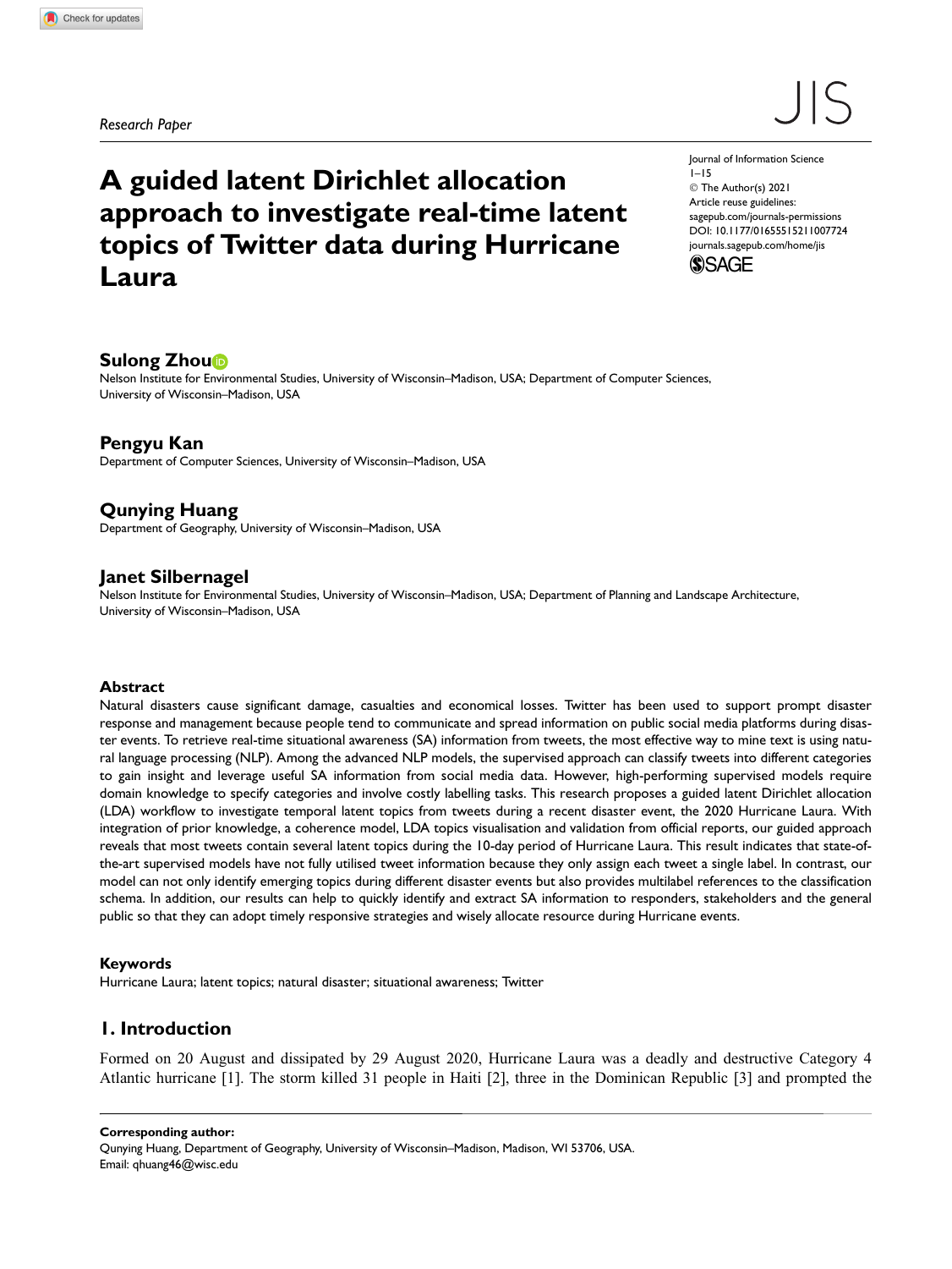*Research Paper*

# A guided latent Dirichlet allocation approach to investigate real-time latent topics of Twitter data during Hurricane Laura

Journal of Information Science
1–15
© The Author(s) 2021
Article reuse guidelines:
sagepub.com/journals-permissions
DOI: 10.1177/01655515211007724
journals.sagepub.com/home/jis

**Sulong Zhou**
Nelson Institute for Environmental Studies, University of Wisconsin–Madison, USA; Department of Computer Sciences, University of Wisconsin–Madison, USA

**Pengyu Kan**
Department of Computer Sciences, University of Wisconsin–Madison, USA

**Qunying Huang**
Department of Geography, University of Wisconsin–Madison, USA

**Janet Silbernagel**
Nelson Institute for Environmental Studies, University of Wisconsin–Madison, USA; Department of Planning and Landscape Architecture, University of Wisconsin–Madison, USA

### Abstract

Natural disasters cause significant damage, casualties and economical losses. Twitter has been used to support prompt disaster response and management because people tend to communicate and spread information on public social media platforms during disaster events. To retrieve real-time situational awareness (SA) information from tweets, the most effective way to mine text is using natural language processing (NLP). Among the advanced NLP models, the supervised approach can classify tweets into different categories to gain insight and leverage useful SA information from social media data. However, high-performing supervised models require domain knowledge to specify categories and involve costly labelling tasks. This research proposes a guided latent Dirichlet allocation (LDA) workflow to investigate temporal latent topics from tweets during a recent disaster event, the 2020 Hurricane Laura. With integration of prior knowledge, a coherence model, LDA topics visualisation and validation from official reports, our guided approach reveals that most tweets contain several latent topics during the 10-day period of Hurricane Laura. This result indicates that state-of-the-art supervised models have not fully utilised tweet information because they only assign each tweet a single label. In contrast, our model can not only identify emerging topics during different disaster events but also provides multilabel references to the classification schema. In addition, our results can help to quickly identify and extract SA information to responders, stakeholders and the general public so that they can adopt timely responsive strategies and wisely allocate resource during Hurricane events.

### Keywords

Hurricane Laura; latent topics; natural disaster; situational awareness; Twitter

## 1. Introduction

Formed on 20 August and dissipated by 29 August 2020, Hurricane Laura was a deadly and destructive Category 4 Atlantic hurricane [1]. The storm killed 31 people in Haiti [2], three in the Dominican Republic [3] and prompted the

**Corresponding author:**
Qunying Huang, Department of Geography, University of Wisconsin–Madison, Madison, WI 53706, USA.
Email: qhuang46@wisc.edu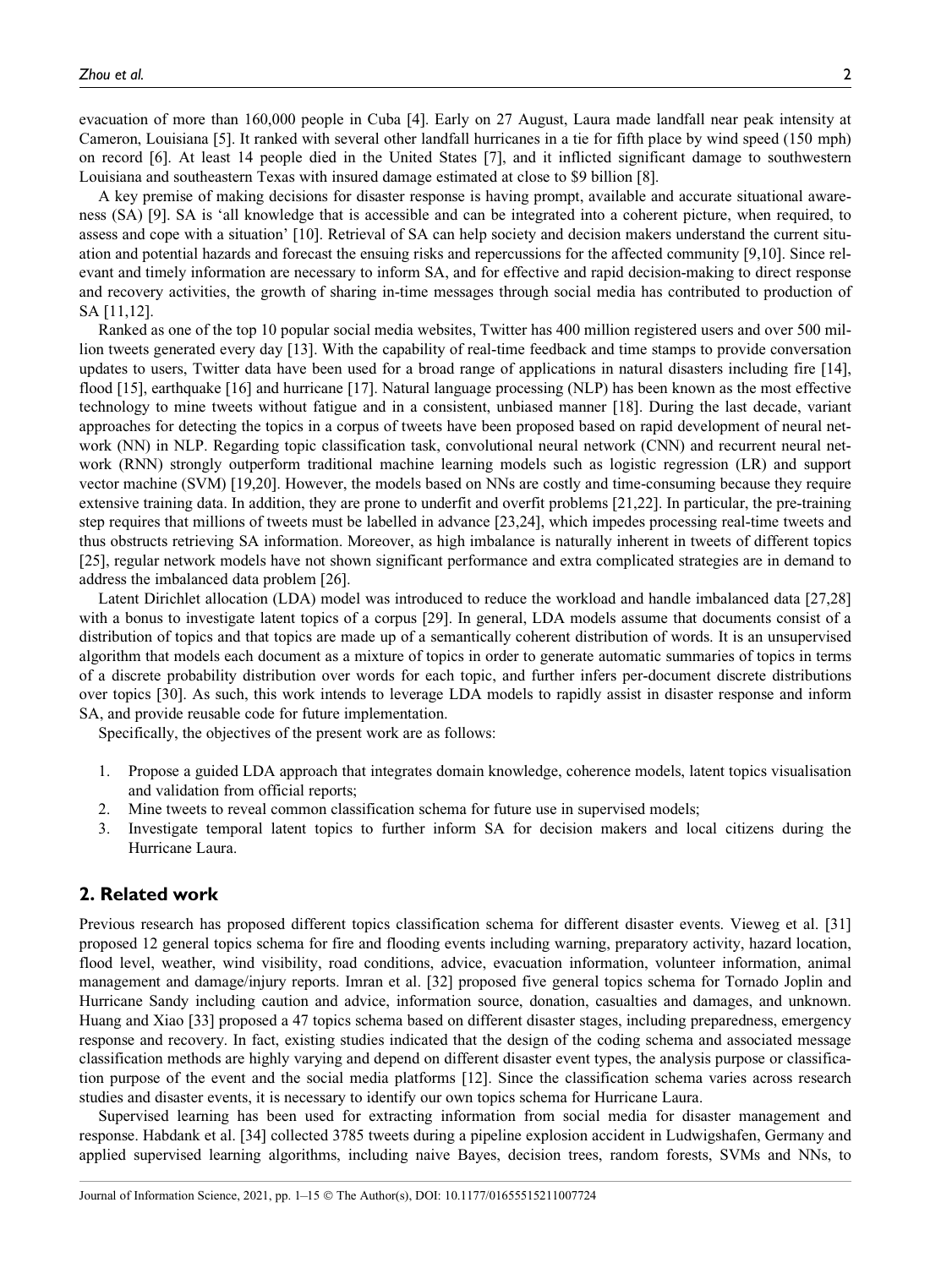evacuation of more than 160,000 people in Cuba [4]. Early on 27 August, Laura made landfall near peak intensity at Cameron, Louisiana [5]. It ranked with several other landfall hurricanes in a tie for fifth place by wind speed (150 mph) on record [6]. At least 14 people died in the United States [7], and it inflicted significant damage to southwestern Louisiana and southeastern Texas with insured damage estimated at close to $9 billion [8].

A key premise of making decisions for disaster response is having prompt, available and accurate situational awareness (SA) [9]. SA is 'all knowledge that is accessible and can be integrated into a coherent picture, when required, to assess and cope with a situation' [10]. Retrieval of SA can help society and decision makers understand the current situation and potential hazards and forecast the ensuing risks and repercussions for the affected community [9,10]. Since relevant and timely information are necessary to inform SA, and for effective and rapid decision-making to direct response and recovery activities, the growth of sharing in-time messages through social media has contributed to production of SA [11,12].

Ranked as one of the top 10 popular social media websites, Twitter has 400 million registered users and over 500 million tweets generated every day [13]. With the capability of real-time feedback and time stamps to provide conversation updates to users, Twitter data have been used for a broad range of applications in natural disasters including fire [14], flood [15], earthquake [16] and hurricane [17]. Natural language processing (NLP) has been known as the most effective technology to mine tweets without fatigue and in a consistent, unbiased manner [18]. During the last decade, variant approaches for detecting the topics in a corpus of tweets have been proposed based on rapid development of neural network (NN) in NLP. Regarding topic classification task, convolutional neural network (CNN) and recurrent neural network (RNN) strongly outperform traditional machine learning models such as logistic regression (LR) and support vector machine (SVM) [19,20]. However, the models based on NNs are costly and time-consuming because they require extensive training data. In addition, they are prone to underfit and overfit problems [21,22]. In particular, the pre-training step requires that millions of tweets must be labelled in advance [23,24], which impedes processing real-time tweets and thus obstructs retrieving SA information. Moreover, as high imbalance is naturally inherent in tweets of different topics [25], regular network models have not shown significant performance and extra complicated strategies are in demand to address the imbalanced data problem [26].

Latent Dirichlet allocation (LDA) model was introduced to reduce the workload and handle imbalanced data [27,28] with a bonus to investigate latent topics of a corpus [29]. In general, LDA models assume that documents consist of a distribution of topics and that topics are made up of a semantically coherent distribution of words. It is an unsupervised algorithm that models each document as a mixture of topics in order to generate automatic summaries of topics in terms of a discrete probability distribution over words for each topic, and further infers per-document discrete distributions over topics [30]. As such, this work intends to leverage LDA models to rapidly assist in disaster response and inform SA, and provide reusable code for future implementation.

Specifically, the objectives of the present work are as follows:

1. Propose a guided LDA approach that integrates domain knowledge, coherence models, latent topics visualisation and validation from official reports;
2. Mine tweets to reveal common classification schema for future use in supervised models;
3. Investigate temporal latent topics to further inform SA for decision makers and local citizens during the Hurricane Laura.

## 2. Related work

Previous research has proposed different topics classification schema for different disaster events. Vieweg et al. [31] proposed 12 general topics schema for fire and flooding events including warning, preparatory activity, hazard location, flood level, weather, wind visibility, road conditions, advice, evacuation information, volunteer information, animal management and damage/injury reports. Imran et al. [32] proposed five general topics schema for Tornado Joplin and Hurricane Sandy including caution and advice, information source, donation, casualties and damages, and unknown. Huang and Xiao [33] proposed a 47 topics schema based on different disaster stages, including preparedness, emergency response and recovery. In fact, existing studies indicated that the design of the coding schema and associated message classification methods are highly varying and depend on different disaster event types, the analysis purpose or classification purpose of the event and the social media platforms [12]. Since the classification schema varies across research studies and disaster events, it is necessary to identify our own topics schema for Hurricane Laura.

Supervised learning has been used for extracting information from social media for disaster management and response. Habdank et al. [34] collected 3785 tweets during a pipeline explosion accident in Ludwigshafen, Germany and applied supervised learning algorithms, including naive Bayes, decision trees, random forests, SVMs and NNs, to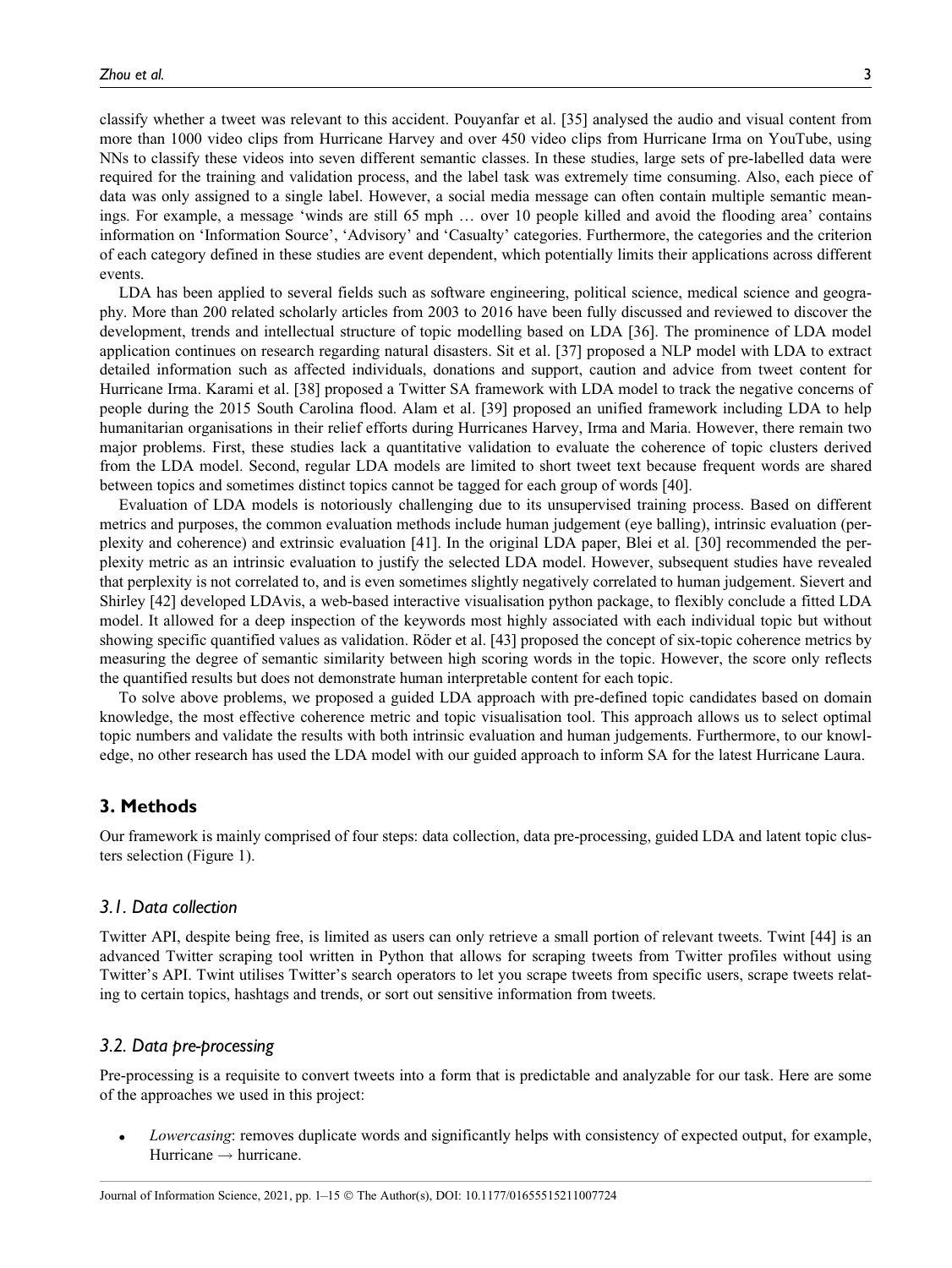classify whether a tweet was relevant to this accident. Pouyanfar et al. [35] analysed the audio and visual content from more than 1000 video clips from Hurricane Harvey and over 450 video clips from Hurricane Irma on YouTube, using NNs to classify these videos into seven different semantic classes. In these studies, large sets of pre-labelled data were required for the training and validation process, and the label task was extremely time consuming. Also, each piece of data was only assigned to a single label. However, a social media message can often contain multiple semantic meanings. For example, a message 'winds are still 65 mph … over 10 people killed and avoid the flooding area' contains information on 'Information Source', 'Advisory' and 'Casualty' categories. Furthermore, the categories and the criterion of each category defined in these studies are event dependent, which potentially limits their applications across different events.

LDA has been applied to several fields such as software engineering, political science, medical science and geography. More than 200 related scholarly articles from 2003 to 2016 have been fully discussed and reviewed to discover the development, trends and intellectual structure of topic modelling based on LDA [36]. The prominence of LDA model application continues on research regarding natural disasters. Sit et al. [37] proposed a NLP model with LDA to extract detailed information such as affected individuals, donations and support, caution and advice from tweet content for Hurricane Irma. Karami et al. [38] proposed a Twitter SA framework with LDA model to track the negative concerns of people during the 2015 South Carolina flood. Alam et al. [39] proposed an unified framework including LDA to help humanitarian organisations in their relief efforts during Hurricanes Harvey, Irma and Maria. However, there remain two major problems. First, these studies lack a quantitative validation to evaluate the coherence of topic clusters derived from the LDA model. Second, regular LDA models are limited to short tweet text because frequent words are shared between topics and sometimes distinct topics cannot be tagged for each group of words [40].

Evaluation of LDA models is notoriously challenging due to its unsupervised training process. Based on different metrics and purposes, the common evaluation methods include human judgement (eye balling), intrinsic evaluation (perplexity and coherence) and extrinsic evaluation [41]. In the original LDA paper, Blei et al. [30] recommended the perplexity metric as an intrinsic evaluation to justify the selected LDA model. However, subsequent studies have revealed that perplexity is not correlated to, and is even sometimes slightly negatively correlated to human judgement. Sievert and Shirley [42] developed LDAvis, a web-based interactive visualisation python package, to flexibly conclude a fitted LDA model. It allowed for a deep inspection of the keywords most highly associated with each individual topic but without showing specific quantified values as validation. Röder et al. [43] proposed the concept of six-topic coherence metrics by measuring the degree of semantic similarity between high scoring words in the topic. However, the score only reflects the quantified results but does not demonstrate human interpretable content for each topic.

To solve above problems, we proposed a guided LDA approach with pre-defined topic candidates based on domain knowledge, the most effective coherence metric and topic visualisation tool. This approach allows us to select optimal topic numbers and validate the results with both intrinsic evaluation and human judgements. Furthermore, to our knowledge, no other research has used the LDA model with our guided approach to inform SA for the latest Hurricane Laura.

## 3. Methods

Our framework is mainly comprised of four steps: data collection, data pre-processing, guided LDA and latent topic clusters selection (Figure 1).

### 3.1. Data collection

Twitter API, despite being free, is limited as users can only retrieve a small portion of relevant tweets. Twint [44] is an advanced Twitter scraping tool written in Python that allows for scraping tweets from Twitter profiles without using Twitter's API. Twint utilises Twitter's search operators to let you scrape tweets from specific users, scrape tweets relating to certain topics, hashtags and trends, or sort out sensitive information from tweets.

### 3.2. Data pre-processing

Pre-processing is a requisite to convert tweets into a form that is predictable and analyzable for our task. Here are some of the approaches we used in this project:

- *Lowercasing*: removes duplicate words and significantly helps with consistency of expected output, for example, Hurricane → hurricane.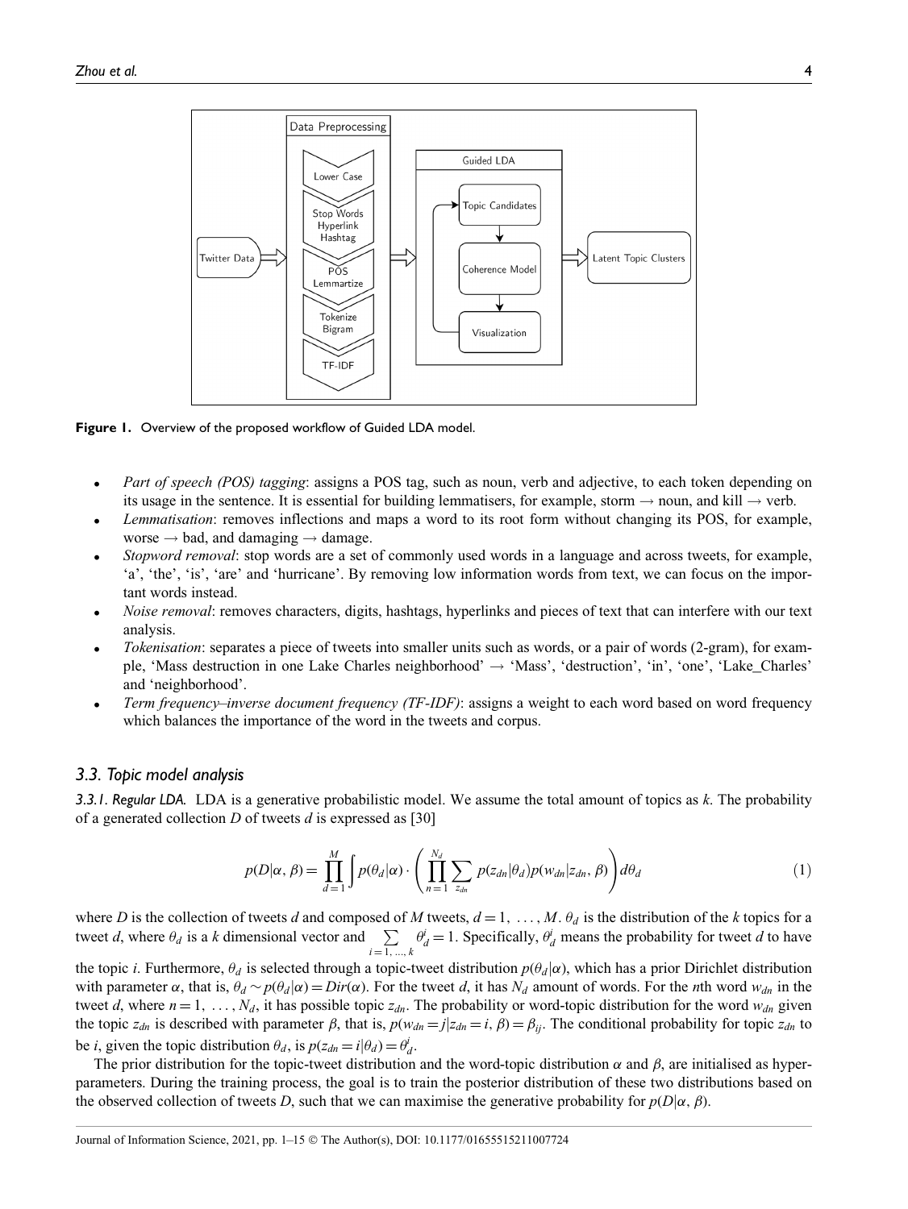**Figure 1.** Overview of the proposed workflow of Guided LDA model.

- *Part of speech (POS) tagging*: assigns a POS tag, such as noun, verb and adjective, to each token depending on its usage in the sentence. It is essential for building lemmatisers, for example, storm → noun, and kill → verb.
- *Lemmatisation*: removes inflections and maps a word to its root form without changing its POS, for example, worse → bad, and damaging → damage.
- *Stopword removal*: stop words are a set of commonly used words in a language and across tweets, for example, 'a', 'the', 'is', 'are' and 'hurricane'. By removing low information words from text, we can focus on the important words instead.
- *Noise removal*: removes characters, digits, hashtags, hyperlinks and pieces of text that can interfere with our text analysis.
- *Tokenisation*: separates a piece of tweets into smaller units such as words, or a pair of words (2-gram), for example, 'Mass destruction in one Lake Charles neighborhood' → 'Mass', 'destruction', 'in', 'one', 'Lake_Charles' and 'neighborhood'.
- *Term frequency–inverse document frequency (TF-IDF)*: assigns a weight to each word based on word frequency which balances the importance of the word in the tweets and corpus.

### 3.3. Topic model analysis

*3.3.1. Regular LDA.* LDA is a generative probabilistic model. We assume the total amount of topics as $k$. The probability of a generated collection $D$ of tweets $d$ is expressed as [30]

$$p(D|\alpha, \beta) = \prod_{d=1}^{M} \int p(\theta_d|\alpha) \cdot \left( \prod_{n=1}^{N_d} \sum_{z_{dn}} p(z_{dn}|\theta_d) p(w_{dn}|z_{dn}, \beta) \right) d\theta_d \tag{1}$$

where $D$ is the collection of tweets $d$ and composed of $M$ tweets, $d = 1, \ldots, M$. $\theta_d$ is the distribution of the $k$ topics for a tweet $d$, where $\theta_d$ is a $k$ dimensional vector and $\sum_{i=1,\ldots,k} \theta_d^i = 1$. Specifically, $\theta_d^i$ means the probability for tweet $d$ to have the topic $i$. Furthermore, $\theta_d$ is selected through a topic-tweet distribution $p(\theta_d|\alpha)$, which has a prior Dirichlet distribution with parameter $\alpha$, that is, $\theta_d \sim p(\theta_d|\alpha) = Dir(\alpha)$. For the tweet $d$, it has $N_d$ amount of words. For the $n$th word $w_{dn}$ in the tweet $d$, where $n = 1, \ldots, N_d$, it has possible topic $z_{dn}$. The probability or word-topic distribution for the word $w_{dn}$ given the topic $z_{dn}$ is described with parameter $\beta$, that is, $p(w_{dn} = j|z_{dn} = i, \beta) = \beta_{ij}$. The conditional probability for topic $z_{dn}$ to be $i$, given the topic distribution $\theta_d$, is $p(z_{dn} = i|\theta_d) = \theta_d^i$.

The prior distribution for the topic-tweet distribution and the word-topic distribution $\alpha$ and $\beta$, are initialised as hyperparameters. During the training process, the goal is to train the posterior distribution of these two distributions based on the observed collection of tweets $D$, such that we can maximise the generative probability for $p(D|\alpha, \beta)$.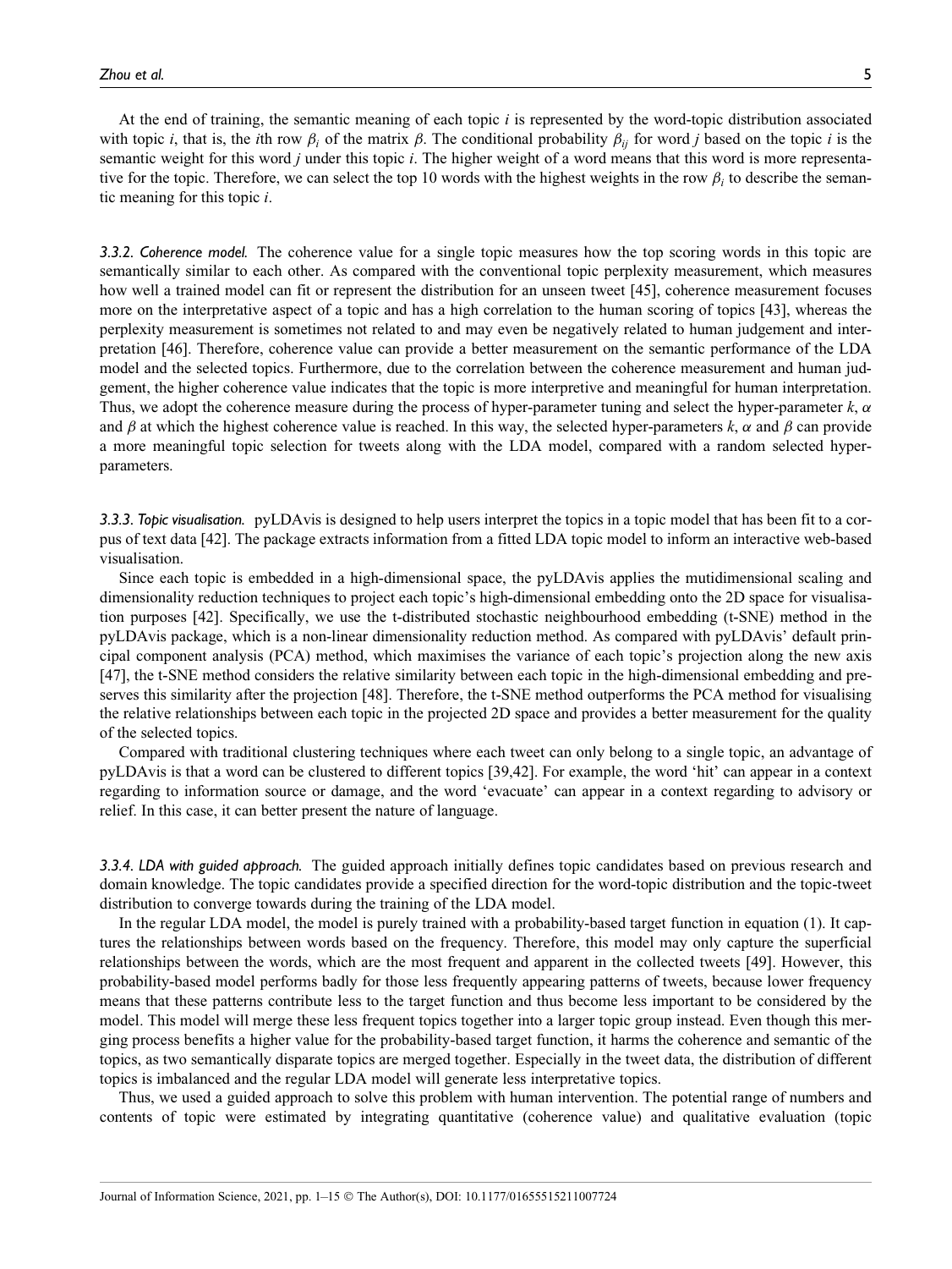At the end of training, the semantic meaning of each topic $i$ is represented by the word-topic distribution associated with topic $i$, that is, the $i$th row $\beta_i$ of the matrix $\beta$. The conditional probability $\beta_{ij}$ for word $j$ based on the topic $i$ is the semantic weight for this word $j$ under this topic $i$. The higher weight of a word means that this word is more representative for the topic. Therefore, we can select the top 10 words with the highest weights in the row $\beta_i$ to describe the semantic meaning for this topic $i$.

#### *3.3.2. Coherence model.*

The coherence value for a single topic measures how the top scoring words in this topic are semantically similar to each other. As compared with the conventional topic perplexity measurement, which measures how well a trained model can fit or represent the distribution for an unseen tweet [45], coherence measurement focuses more on the interpretative aspect of a topic and has a high correlation to the human scoring of topics [43], whereas the perplexity measurement is sometimes not related to and may even be negatively related to human judgement and interpretation [46]. Therefore, coherence value can provide a better measurement on the semantic performance of the LDA model and the selected topics. Furthermore, due to the correlation between the coherence measurement and human judgement, the higher coherence value indicates that the topic is more interpretive and meaningful for human interpretation. Thus, we adopt the coherence measure during the process of hyper-parameter tuning and select the hyper-parameter $k$, $\alpha$ and $\beta$ at which the highest coherence value is reached. In this way, the selected hyper-parameters $k$, $\alpha$ and $\beta$ can provide a more meaningful topic selection for tweets along with the LDA model, compared with a random selected hyper-parameters.

#### *3.3.3. Topic visualisation.*

pyLDAvis is designed to help users interpret the topics in a topic model that has been fit to a corpus of text data [42]. The package extracts information from a fitted LDA topic model to inform an interactive web-based visualisation.

Since each topic is embedded in a high-dimensional space, the pyLDAvis applies the mutidimensional scaling and dimensionality reduction techniques to project each topic's high-dimensional embedding onto the 2D space for visualisation purposes [42]. Specifically, we use the t-distributed stochastic neighbourhood embedding (t-SNE) method in the pyLDAvis package, which is a non-linear dimensionality reduction method. As compared with pyLDAvis' default principal component analysis (PCA) method, which maximises the variance of each topic's projection along the new axis [47], the t-SNE method considers the relative similarity between each topic in the high-dimensional embedding and preserves this similarity after the projection [48]. Therefore, the t-SNE method outperforms the PCA method for visualising the relative relationships between each topic in the projected 2D space and provides a better measurement for the quality of the selected topics.

Compared with traditional clustering techniques where each tweet can only belong to a single topic, an advantage of pyLDAvis is that a word can be clustered to different topics [39,42]. For example, the word 'hit' can appear in a context regarding to information source or damage, and the word 'evacuate' can appear in a context regarding to advisory or relief. In this case, it can better present the nature of language.

#### *3.3.4. LDA with guided approach.*

The guided approach initially defines topic candidates based on previous research and domain knowledge. The topic candidates provide a specified direction for the word-topic distribution and the topic-tweet distribution to converge towards during the training of the LDA model.

In the regular LDA model, the model is purely trained with a probability-based target function in equation (1). It captures the relationships between words based on the frequency. Therefore, this model may only capture the superficial relationships between the words, which are the most frequent and apparent in the collected tweets [49]. However, this probability-based model performs badly for those less frequently appearing patterns of tweets, because lower frequency means that these patterns contribute less to the target function and thus become less important to be considered by the model. This model will merge these less frequent topics together into a larger topic group instead. Even though this merging process benefits a higher value for the probability-based target function, it harms the coherence and semantic of the topics, as two semantically disparate topics are merged together. Especially in the tweet data, the distribution of different topics is imbalanced and the regular LDA model will generate less interpretative topics.

Thus, we used a guided approach to solve this problem with human intervention. The potential range of numbers and contents of topic were estimated by integrating quantitative (coherence value) and qualitative evaluation (topic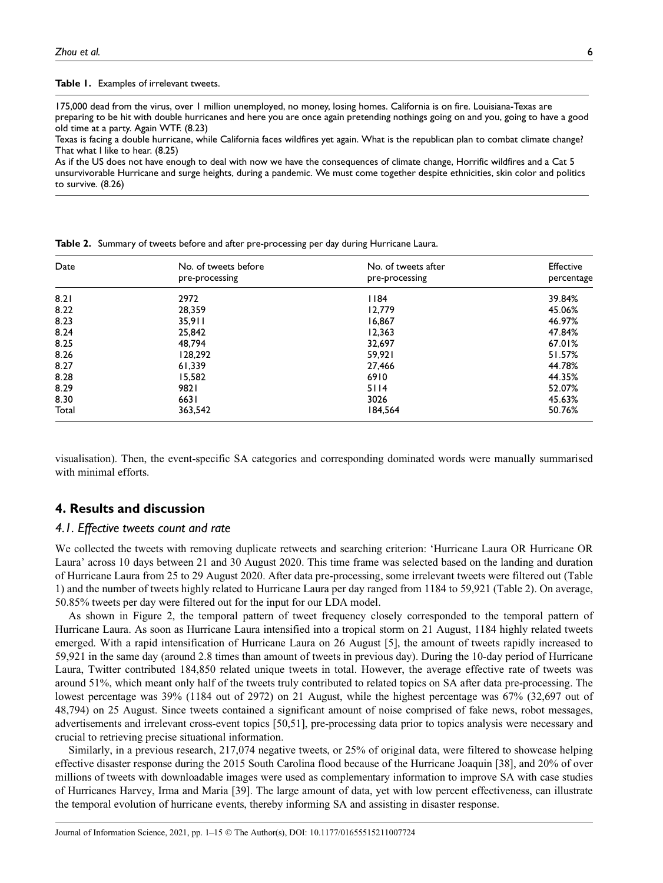**Table 1.** Examples of irrelevant tweets.

| |
|---|
| 175,000 dead from the virus, over 1 million unemployed, no money, losing homes. California is on fire. Louisiana-Texas are preparing to be hit with double hurricanes and here you are once again pretending nothings going on and you, going to have a good old time at a party. Again WTF. (8.23) |
| Texas is facing a double hurricane, while California faces wildfires yet again. What is the republican plan to combat climate change? That what I like to hear. (8.25) |
| As if the US does not have enough to deal with now we have the consequences of climate change, Horrific wildfires and a Cat 5 unsurvivorable Hurricane and surge heights, during a pandemic. We must come together despite ethnicities, skin color and politics to survive. (8.26) |

**Table 2.** Summary of tweets before and after pre-processing per day during Hurricane Laura.

| Date | No. of tweets before pre-processing | No. of tweets after pre-processing | Effective percentage |
|---|---|---|---|
| 8.21 | 2972 | 1184 | 39.84% |
| 8.22 | 28,359 | 12,779 | 45.06% |
| 8.23 | 35,911 | 16,867 | 46.97% |
| 8.24 | 25,842 | 12,363 | 47.84% |
| 8.25 | 48,794 | 32,697 | 67.01% |
| 8.26 | 128,292 | 59,921 | 51.57% |
| 8.27 | 61,339 | 27,466 | 44.78% |
| 8.28 | 15,582 | 6910 | 44.35% |
| 8.29 | 9821 | 5114 | 52.07% |
| 8.30 | 6631 | 3026 | 45.63% |
| Total | 363,542 | 184,564 | 50.76% |

visualisation). Then, the event-specific SA categories and corresponding dominated words were manually summarised with minimal efforts.

## 4. Results and discussion

### *4.1. Effective tweets count and rate*

We collected the tweets with removing duplicate retweets and searching criterion: 'Hurricane Laura OR Hurricane OR Laura' across 10 days between 21 and 30 August 2020. This time frame was selected based on the landing and duration of Hurricane Laura from 25 to 29 August 2020. After data pre-processing, some irrelevant tweets were filtered out (Table 1) and the number of tweets highly related to Hurricane Laura per day ranged from 1184 to 59,921 (Table 2). On average, 50.85% tweets per day were filtered out for the input for our LDA model.

As shown in Figure 2, the temporal pattern of tweet frequency closely corresponded to the temporal pattern of Hurricane Laura. As soon as Hurricane Laura intensified into a tropical storm on 21 August, 1184 highly related tweets emerged. With a rapid intensification of Hurricane Laura on 26 August [5], the amount of tweets rapidly increased to 59,921 in the same day (around 2.8 times than amount of tweets in previous day). During the 10-day period of Hurricane Laura, Twitter contributed 184,850 related unique tweets in total. However, the average effective rate of tweets was around 51%, which meant only half of the tweets truly contributed to related topics on SA after data pre-processing. The lowest percentage was 39% (1184 out of 2972) on 21 August, while the highest percentage was 67% (32,697 out of 48,794) on 25 August. Since tweets contained a significant amount of noise comprised of fake news, robot messages, advertisements and irrelevant cross-event topics [50,51], pre-processing data prior to topics analysis were necessary and crucial to retrieving precise situational information.

Similarly, in a previous research, 217,074 negative tweets, or 25% of original data, were filtered to showcase helping effective disaster response during the 2015 South Carolina flood because of the Hurricane Joaquin [38], and 20% of over millions of tweets with downloadable images were used as complementary information to improve SA with case studies of Hurricanes Harvey, Irma and Maria [39]. The large amount of data, yet with low percent effectiveness, can illustrate the temporal evolution of hurricane events, thereby informing SA and assisting in disaster response.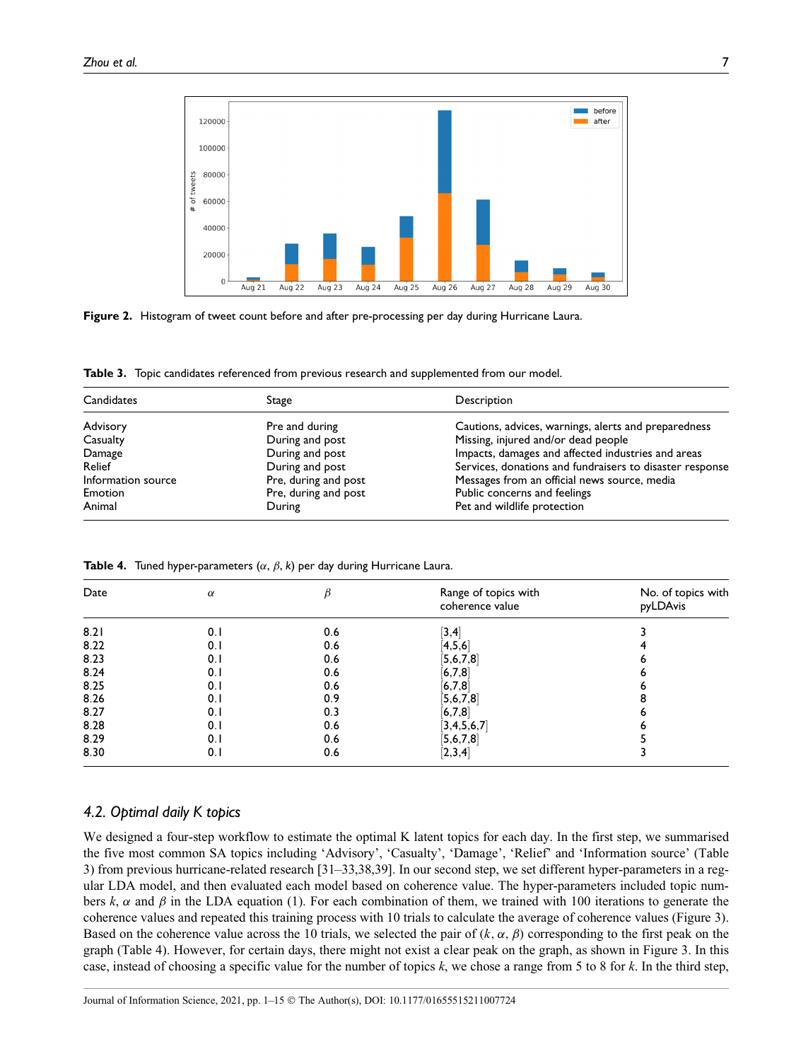**Figure 2.** Histogram of tweet count before and after pre-processing per day during Hurricane Laura.

**Table 3.** Topic candidates referenced from previous research and supplemented from our model.

| Candidates | Stage | Description |
|---|---|---|
| Advisory | Pre and during | Cautions, advices, warnings, alerts and preparedness |
| Casualty | During and post | Missing, injured and/or dead people |
| Damage | During and post | Impacts, damages and affected industries and areas |
| Relief | During and post | Services, donations and fundraisers to disaster response |
| Information source | Pre, during and post | Messages from an official news source, media |
| Emotion | Pre, during and post | Public concerns and feelings |
| Animal | During | Pet and wildlife protection |

**Table 4.** Tuned hyper-parameters ($\alpha$, $\beta$, $k$) per day during Hurricane Laura.

| Date | $\alpha$ | $\beta$ | Range of topics with coherence value | No. of topics with pyLDAvis |
|---|---|---|---|---|
| 8.21 | 0.1 | 0.6 | [3,4] | 3 |
| 8.22 | 0.1 | 0.6 | [4,5,6] | 4 |
| 8.23 | 0.1 | 0.6 | [5,6,7,8] | 6 |
| 8.24 | 0.1 | 0.6 | [6,7,8] | 6 |
| 8.25 | 0.1 | 0.6 | [6,7,8] | 6 |
| 8.26 | 0.1 | 0.9 | [5,6,7,8] | 8 |
| 8.27 | 0.1 | 0.3 | [6,7,8] | 6 |
| 8.28 | 0.1 | 0.6 | [3,4,5,6,7] | 6 |
| 8.29 | 0.1 | 0.6 | [5,6,7,8] | 5 |
| 8.30 | 0.1 | 0.6 | [2,3,4] | 3 |

### *4.2. Optimal daily K topics*

We designed a four-step workflow to estimate the optimal K latent topics for each day. In the first step, we summarised the five most common SA topics including 'Advisory', 'Casualty', 'Damage', 'Relief' and 'Information source' (Table 3) from previous hurricane-related research [31–33,38,39]. In our second step, we set different hyper-parameters in a regular LDA model, and then evaluated each model based on coherence value. The hyper-parameters included topic numbers $k$, $\alpha$ and $\beta$ in the LDA equation (1). For each combination of them, we trained with 100 iterations to generate the coherence values and repeated this training process with 10 trials to calculate the average of coherence values (Figure 3). Based on the coherence value across the 10 trials, we selected the pair of ($k$, $\alpha$, $\beta$) corresponding to the first peak on the graph (Table 4). However, for certain days, there might not exist a clear peak on the graph, as shown in Figure 3. In this case, instead of choosing a specific value for the number of topics $k$, we chose a range from 5 to 8 for $k$. In the third step,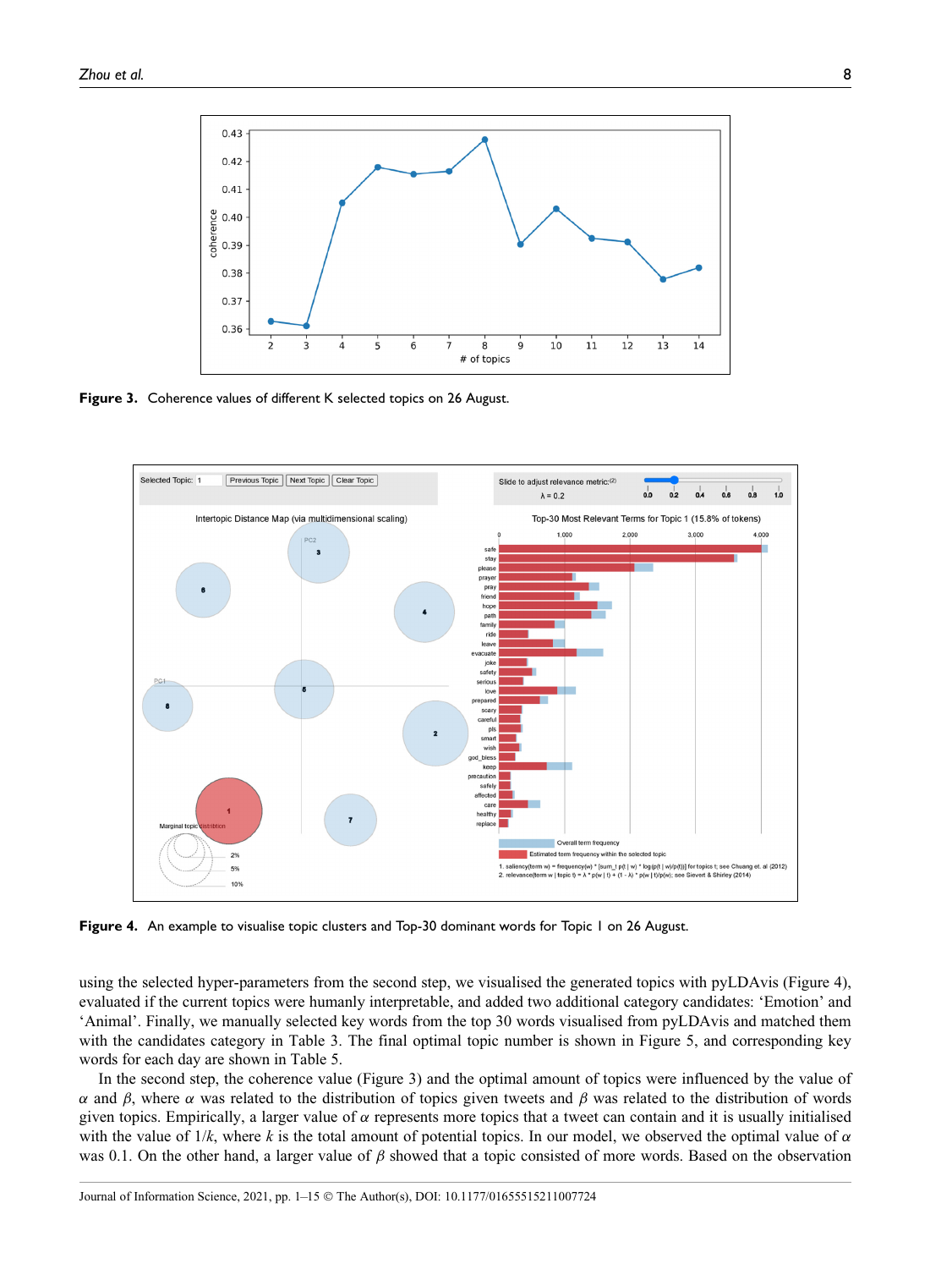**Figure 3.** Coherence values of different K selected topics on 26 August.

**Figure 4.** An example to visualise topic clusters and Top-30 dominant words for Topic 1 on 26 August.

using the selected hyper-parameters from the second step, we visualised the generated topics with pyLDAvis (Figure 4), evaluated if the current topics were humanly interpretable, and added two additional category candidates: 'Emotion' and 'Animal'. Finally, we manually selected key words from the top 30 words visualised from pyLDAvis and matched them with the candidates category in Table 3. The final optimal topic number is shown in Figure 5, and corresponding key words for each day are shown in Table 5.

In the second step, the coherence value (Figure 3) and the optimal amount of topics were influenced by the value of $\alpha$ and $\beta$, where $\alpha$ was related to the distribution of topics given tweets and $\beta$ was related to the distribution of words given topics. Empirically, a larger value of $\alpha$ represents more topics that a tweet can contain and it is usually initialised with the value of $1/k$, where $k$ is the total amount of potential topics. In our model, we observed the optimal value of $\alpha$ was 0.1. On the other hand, a larger value of $\beta$ showed that a topic consisted of more words. Based on the observation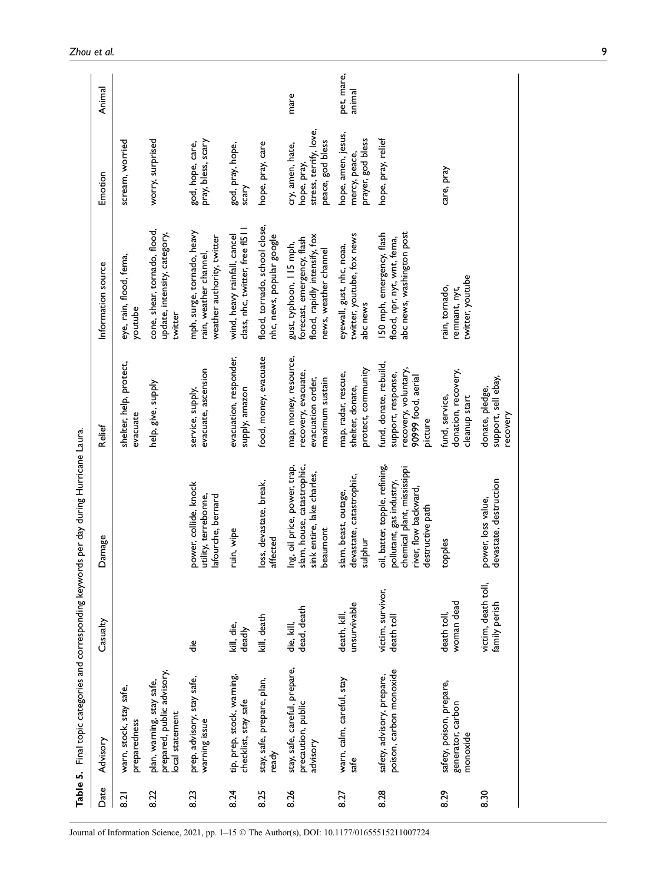**Table 5.** Final topic categories and corresponding keywords per day during Hurricane Laura.

| Date | Advisory | Casualty | Damage | Relief | Information source | Emotion | Animal |
|---|---|---|---|---|---|---|---|
| 8.21 | warn, stock, stay safe, preparedness | | | shelter, help, protect, evacuate | eye, rain, flood, fema, youtube | scream, worried | |
| 8.22 | plan, warning, stay safe, prepared, public advisory, local statement | | | help, give, supply | cone, shear, tornado, flood, update, intensity, category, twitter | worry, surprised | |
| 8.23 | prep, advisory, stay safe, warning issue | die | power, collide, knock utility, terrebonne, lafourche, bernard | service, supply, evacuate, ascension | mph, surge, tornado, heavy rain, weather channel, weather authority, twitter | god, hope, care, pray, bless, scary | |
| 8.24 | tip, prep, stock, warning, checklist, stay safe | kill, die, deadly | ruin, wipe | evacuation, responder, supply, amazon | wind, heavy rainfall, cancel class, nhc, twitter, free fl511 | god, pray, hope, scary | |
| 8.25 | stay, safe, prepare, plan, ready | kill, death | loss, devastate, break, affected | food, money, evacuate | flood, tornado, school close, nhc, news, popular google | hope, pray, care | |
| 8.26 | stay, safe, careful, prepare, precaution, public advisory | die, kill, dead, death | lng, oil price, power, trap, slam, house, catastrophic, sink entire, lake charles, beaumont | map, money, resource, recovery, evacuate, evacuation order, maximum sustain | gust, typhoon, 115 mph, forecast, emergency, flash flood, rapidly intensify, fox news, weather channel | cry, amen, hate, hope, pray, stress, terrify, love, peace, god bless | mare |
| 8.27 | warn, calm, careful, stay safe | death, kill, unsurvivable | slam, beast, outage, devastate, catastrophic, sulphur | map, radar, rescue, shelter, donate, protect, community | eyewall, gust, nhc, noaa, twitter, youtube, fox news abc news | hope, amen, jesus, mercy, peace, prayer, god bless | pet, mare, animal |
| 8.28 | safety, advisory, prepare, poison, carbon monoxide | victim, survivor, death toll | oil, batter, topple, refining, pollutant, gas industry, chemical plant, mississippi river, flow backward, destructive path | fund, donate, rebuild, support, response, recovery, voluntary, 90999 food, aerial picture | 150 mph, emergency, flash flood, npr, nyt, wnt, fema, abc news, washington post | hope, pray, relief | |
| 8.29 | safety, poison, prepare, generator, carbon monoxide | death toll, woman dead | topples | fund, service, donation, recovery, cleanup start | rain, tornado, remnant, nyt, twitter, youtube | care, pray | |
| 8.30 | | victim, death toll, family perish | power, loss value, devastate, destruction | donate, pledge, support, sell ebay, recovery | | | |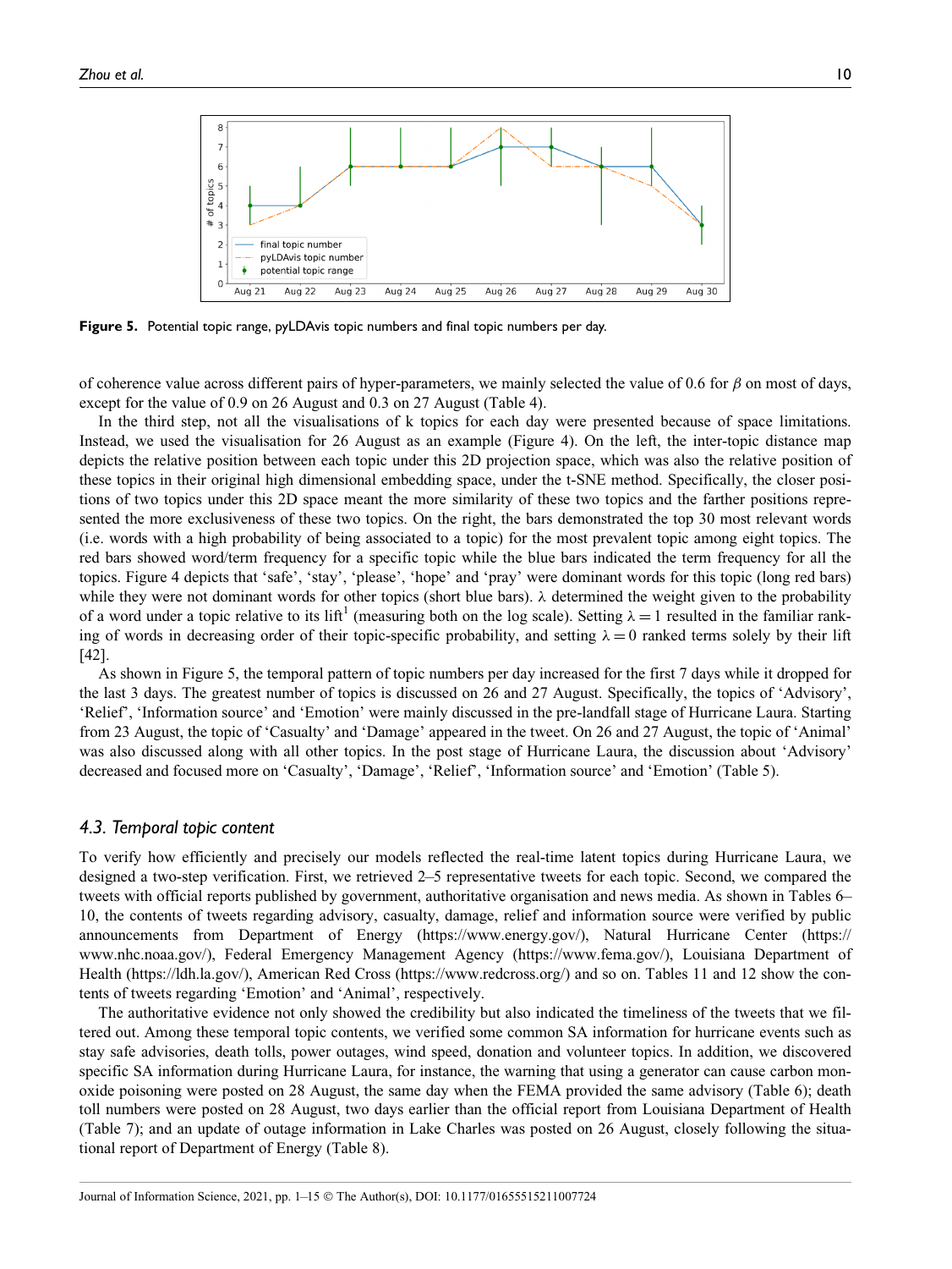Figure 5. Potential topic range, pyLDAvis topic numbers and final topic numbers per day.

of coherence value across different pairs of hyper-parameters, we mainly selected the value of 0.6 for $\beta$ on most of days, except for the value of 0.9 on 26 August and 0.3 on 27 August (Table 4).

In the third step, not all the visualisations of k topics for each day were presented because of space limitations. Instead, we used the visualisation for 26 August as an example (Figure 4). On the left, the inter-topic distance map depicts the relative position between each topic under this 2D projection space, which was also the relative position of these topics in their original high dimensional embedding space, under the t-SNE method. Specifically, the closer positions of two topics under this 2D space meant the more similarity of these two topics and the farther positions represented the more exclusiveness of these two topics. On the right, the bars demonstrated the top 30 most relevant words (i.e. words with a high probability of being associated to a topic) for the most prevalent topic among eight topics. The red bars showed word/term frequency for a specific topic while the blue bars indicated the term frequency for all the topics. Figure 4 depicts that 'safe', 'stay', 'please', 'hope' and 'pray' were dominant words for this topic (long red bars) while they were not dominant words for other topics (short blue bars). $\lambda$ determined the weight given to the probability of a word under a topic relative to its lift[1] (measuring both on the log scale). Setting $\lambda = 1$ resulted in the familiar ranking of words in decreasing order of their topic-specific probability, and setting $\lambda = 0$ ranked terms solely by their lift [42].

As shown in Figure 5, the temporal pattern of topic numbers per day increased for the first 7 days while it dropped for the last 3 days. The greatest number of topics is discussed on 26 and 27 August. Specifically, the topics of 'Advisory', 'Relief', 'Information source' and 'Emotion' were mainly discussed in the pre-landfall stage of Hurricane Laura. Starting from 23 August, the topic of 'Casualty' and 'Damage' appeared in the tweet. On 26 and 27 August, the topic of 'Animal' was also discussed along with all other topics. In the post stage of Hurricane Laura, the discussion about 'Advisory' decreased and focused more on 'Casualty', 'Damage', 'Relief', 'Information source' and 'Emotion' (Table 5).

### 4.3. Temporal topic content

To verify how efficiently and precisely our models reflected the real-time latent topics during Hurricane Laura, we designed a two-step verification. First, we retrieved 2–5 representative tweets for each topic. Second, we compared the tweets with official reports published by government, authoritative organisation and news media. As shown in Tables 6–10, the contents of tweets regarding advisory, casualty, damage, relief and information source were verified by public announcements from Department of Energy (https://www.energy.gov/), Natural Hurricane Center (https://www.nhc.noaa.gov/), Federal Emergency Management Agency (https://www.fema.gov/), Louisiana Department of Health (https://ldh.la.gov/), American Red Cross (https://www.redcross.org/) and so on. Tables 11 and 12 show the contents of tweets regarding 'Emotion' and 'Animal', respectively.

The authoritative evidence not only showed the credibility but also indicated the timeliness of the tweets that we filtered out. Among these temporal topic contents, we verified some common SA information for hurricane events such as stay safe advisories, death tolls, power outages, wind speed, donation and volunteer topics. In addition, we discovered specific SA information during Hurricane Laura, for instance, the warning that using a generator can cause carbon monoxide poisoning were posted on 28 August, the same day when the FEMA provided the same advisory (Table 6); death toll numbers were posted on 28 August, two days earlier than the official report from Louisiana Department of Health (Table 7); and an update of outage information in Lake Charles was posted on 26 August, closely following the situational report of Department of Energy (Table 8).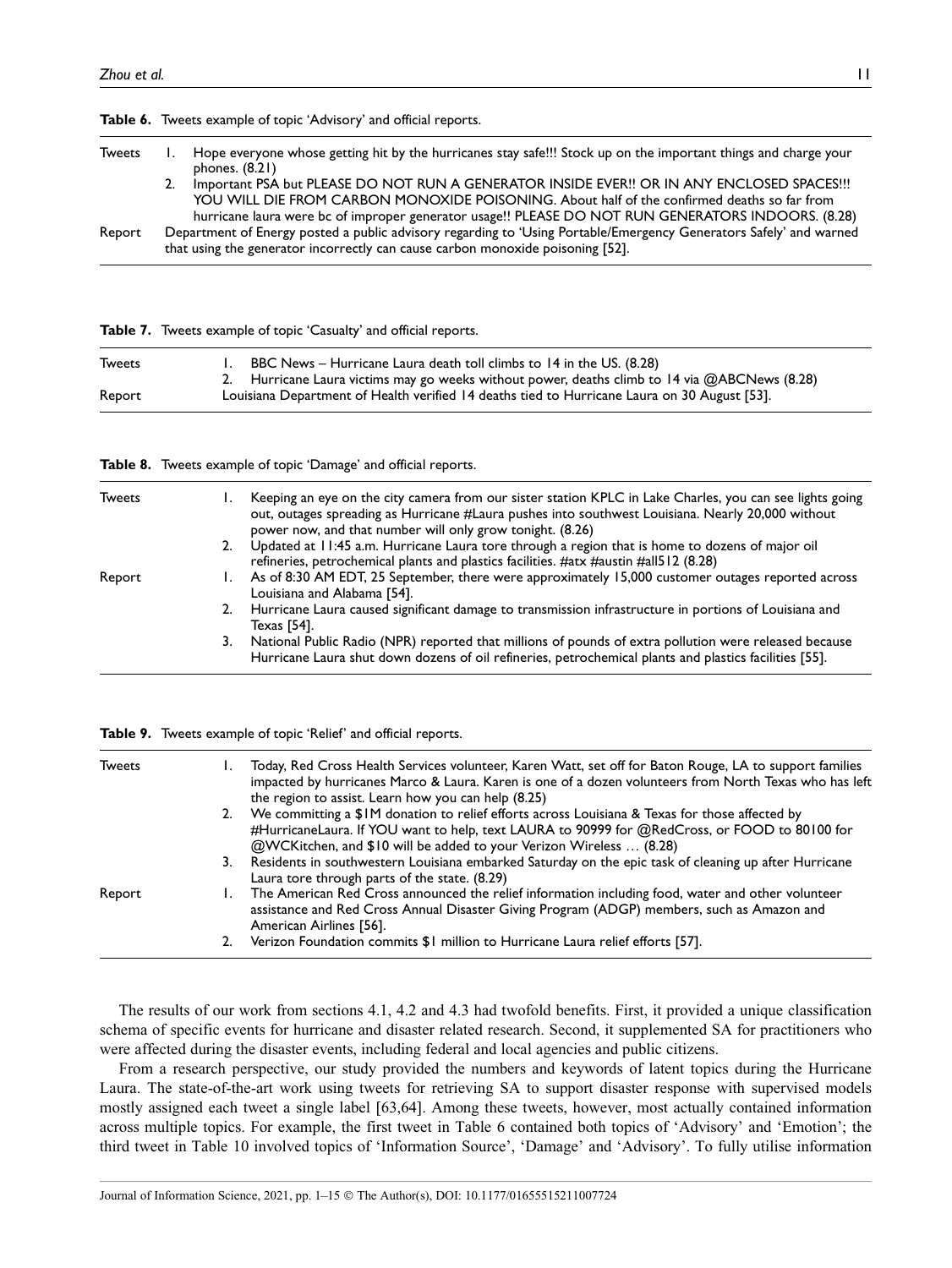**Table 6.** Tweets example of topic 'Advisory' and official reports.

| | |
|---|---|
| Tweets | 1. Hope everyone whose getting hit by the hurricanes stay safe!!! Stock up on the important things and charge your phones. (8.21) |
| | 2. Important PSA but PLEASE DO NOT RUN A GENERATOR INSIDE EVER!! OR IN ANY ENCLOSED SPACES!!! YOU WILL DIE FROM CARBON MONOXIDE POISONING. About half of the confirmed deaths so far from hurricane laura were bc of improper generator usage!! PLEASE DO NOT RUN GENERATORS INDOORS. (8.28) |
| Report | Department of Energy posted a public advisory regarding to 'Using Portable/Emergency Generators Safely' and warned that using the generator incorrectly can cause carbon monoxide poisoning [52]. |

**Table 7.** Tweets example of topic 'Casualty' and official reports.

| | |
|---|---|
| Tweets | 1. BBC News – Hurricane Laura death toll climbs to 14 in the US. (8.28) |
| | 2. Hurricane Laura victims may go weeks without power, deaths climb to 14 via @ABCNews (8.28) |
| Report | Louisiana Department of Health verified 14 deaths tied to Hurricane Laura on 30 August [53]. |

**Table 8.** Tweets example of topic 'Damage' and official reports.

| | |
|---|---|
| Tweets | 1. Keeping an eye on the city camera from our sister station KPLC in Lake Charles, you can see lights going out, outages spreading as Hurricane #Laura pushes into southwest Louisiana. Nearly 20,000 without power now, and that number will only grow tonight. (8.26) |
| | 2. Updated at 11:45 a.m. Hurricane Laura tore through a region that is home to dozens of major oil refineries, petrochemical plants and plastics facilities. #atx #austin #all512 (8.28) |
| Report | 1. As of 8:30 AM EDT, 25 September, there were approximately 15,000 customer outages reported across Louisiana and Alabama [54]. |
| | 2. Hurricane Laura caused significant damage to transmission infrastructure in portions of Louisiana and Texas [54]. |
| | 3. National Public Radio (NPR) reported that millions of pounds of extra pollution were released because Hurricane Laura shut down dozens of oil refineries, petrochemical plants and plastics facilities [55]. |

**Table 9.** Tweets example of topic 'Relief' and official reports.

| | |
|---|---|
| Tweets | 1. Today, Red Cross Health Services volunteer, Karen Watt, set off for Baton Rouge, LA to support families impacted by hurricanes Marco & Laura. Karen is one of a dozen volunteers from North Texas who has left the region to assist. Learn how you can help (8.25) |
| | 2. We committing a $1M donation to relief efforts across Louisiana & Texas for those affected by #HurricaneLaura. If YOU want to help, text LAURA to 90999 for @RedCross, or FOOD to 80100 for @WCKitchen, and $10 will be added to your Verizon Wireless … (8.28) |
| | 3. Residents in southwestern Louisiana embarked Saturday on the epic task of cleaning up after Hurricane Laura tore through parts of the state. (8.29) |
| Report | 1. The American Red Cross announced the relief information including food, water and other volunteer assistance and Red Cross Annual Disaster Giving Program (ADGP) members, such as Amazon and American Airlines [56]. |
| | 2. Verizon Foundation commits $1 million to Hurricane Laura relief efforts [57]. |

The results of our work from sections 4.1, 4.2 and 4.3 had twofold benefits. First, it provided a unique classification schema of specific events for hurricane and disaster related research. Second, it supplemented SA for practitioners who were affected during the disaster events, including federal and local agencies and public citizens.

From a research perspective, our study provided the numbers and keywords of latent topics during the Hurricane Laura. The state-of-the-art work using tweets for retrieving SA to support disaster response with supervised models mostly assigned each tweet a single label [63,64]. Among these tweets, however, most actually contained information across multiple topics. For example, the first tweet in Table 6 contained both topics of 'Advisory' and 'Emotion'; the third tweet in Table 10 involved topics of 'Information Source', 'Damage' and 'Advisory'. To fully utilise information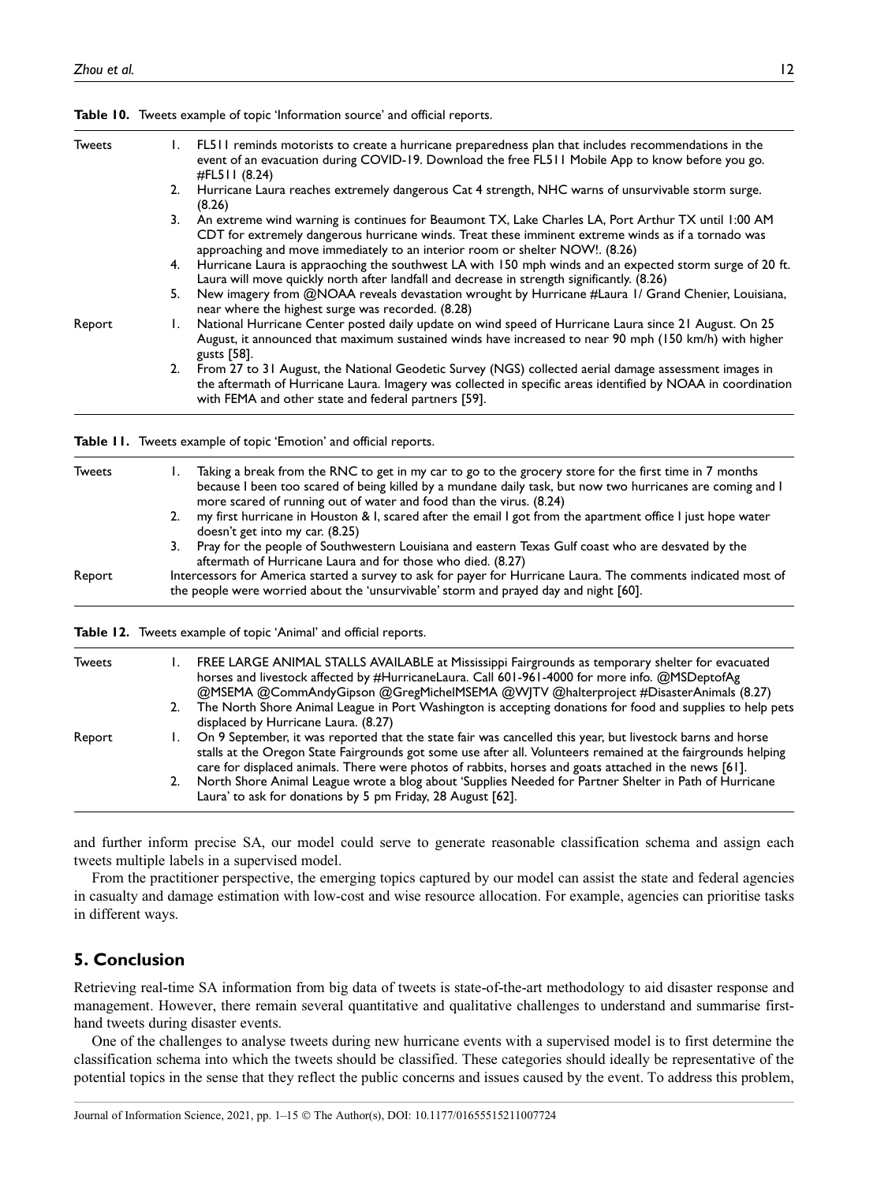**Table 10.** Tweets example of topic 'Information source' and official reports.

| | |
|---|---|
| Tweets | 1. FL511 reminds motorists to create a hurricane preparedness plan that includes recommendations in the event of an evacuation during COVID-19. Download the free FL511 Mobile App to know before you go. #FL511 (8.24)<br>2. Hurricane Laura reaches extremely dangerous Cat 4 strength, NHC warns of unsurvivable storm surge. (8.26)<br>3. An extreme wind warning is continues for Beaumont TX, Lake Charles LA, Port Arthur TX until 1:00 AM CDT for extremely dangerous hurricane winds. Treat these imminent extreme winds as if a tornado was approaching and move immediately to an interior room or shelter NOW!. (8.26)<br>4. Hurricane Laura is appraoching the southwest LA with 150 mph winds and an expected storm surge of 20 ft. Laura will move quickly north after landfall and decrease in strength significantly. (8.26)<br>5. New imagery from @NOAA reveals devastation wrought by Hurricane #Laura 1/ Grand Chenier, Louisiana, near where the highest surge was recorded. (8.28) |
| Report | 1. National Hurricane Center posted daily update on wind speed of Hurricane Laura since 21 August. On 25 August, it announced that maximum sustained winds have increased to near 90 mph (150 km/h) with higher gusts [58].<br>2. From 27 to 31 August, the National Geodetic Survey (NGS) collected aerial damage assessment images in the aftermath of Hurricane Laura. Imagery was collected in specific areas identified by NOAA in coordination with FEMA and other state and federal partners [59]. |

**Table 11.** Tweets example of topic 'Emotion' and official reports.

| | |
|---|---|
| Tweets | 1. Taking a break from the RNC to get in my car to go to the grocery store for the first time in 7 months because I been too scared of being killed by a mundane daily task, but now two hurricanes are coming and I more scared of running out of water and food than the virus. (8.24)<br>2. my first hurricane in Houston & I, scared after the email I got from the apartment office I just hope water doesn't get into my car. (8.25)<br>3. Pray for the people of Southwestern Louisiana and eastern Texas Gulf coast who are desvated by the aftermath of Hurricane Laura and for those who died. (8.27) |
| Report | Intercessors for America started a survey to ask for payer for Hurricane Laura. The comments indicated most of the people were worried about the 'unsurvivable' storm and prayed day and night [60]. |

**Table 12.** Tweets example of topic 'Animal' and official reports.

| | |
|---|---|
| Tweets | 1. FREE LARGE ANIMAL STALLS AVAILABLE at Mississippi Fairgrounds as temporary shelter for evacuated horses and livestock affected by #HurricaneLaura. Call 601-961-4000 for more info. @MSDeptofAg @MSEMA @CommAndyGipson @GregMichelMSEMA @WJTV @halterproject #DisasterAnimals (8.27)<br>2. The North Shore Animal League in Port Washington is accepting donations for food and supplies to help pets displaced by Hurricane Laura. (8.27) |
| Report | 1. On 9 September, it was reported that the state fair was cancelled this year, but livestock barns and horse stalls at the Oregon State Fairgrounds got some use after all. Volunteers remained at the fairgrounds helping care for displaced animals. There were photos of rabbits, horses and goats attached in the news [61].<br>2. North Shore Animal League wrote a blog about 'Supplies Needed for Partner Shelter in Path of Hurricane Laura' to ask for donations by 5 pm Friday, 28 August [62]. |

and further inform precise SA, our model could serve to generate reasonable classification schema and assign each tweets multiple labels in a supervised model.

From the practitioner perspective, the emerging topics captured by our model can assist the state and federal agencies in casualty and damage estimation with low-cost and wise resource allocation. For example, agencies can prioritise tasks in different ways.

## 5. Conclusion

Retrieving real-time SA information from big data of tweets is state-of-the-art methodology to aid disaster response and management. However, there remain several quantitative and qualitative challenges to understand and summarise first-hand tweets during disaster events.

One of the challenges to analyse tweets during new hurricane events with a supervised model is to first determine the classification schema into which the tweets should be classified. These categories should ideally be representative of the potential topics in the sense that they reflect the public concerns and issues caused by the event. To address this problem,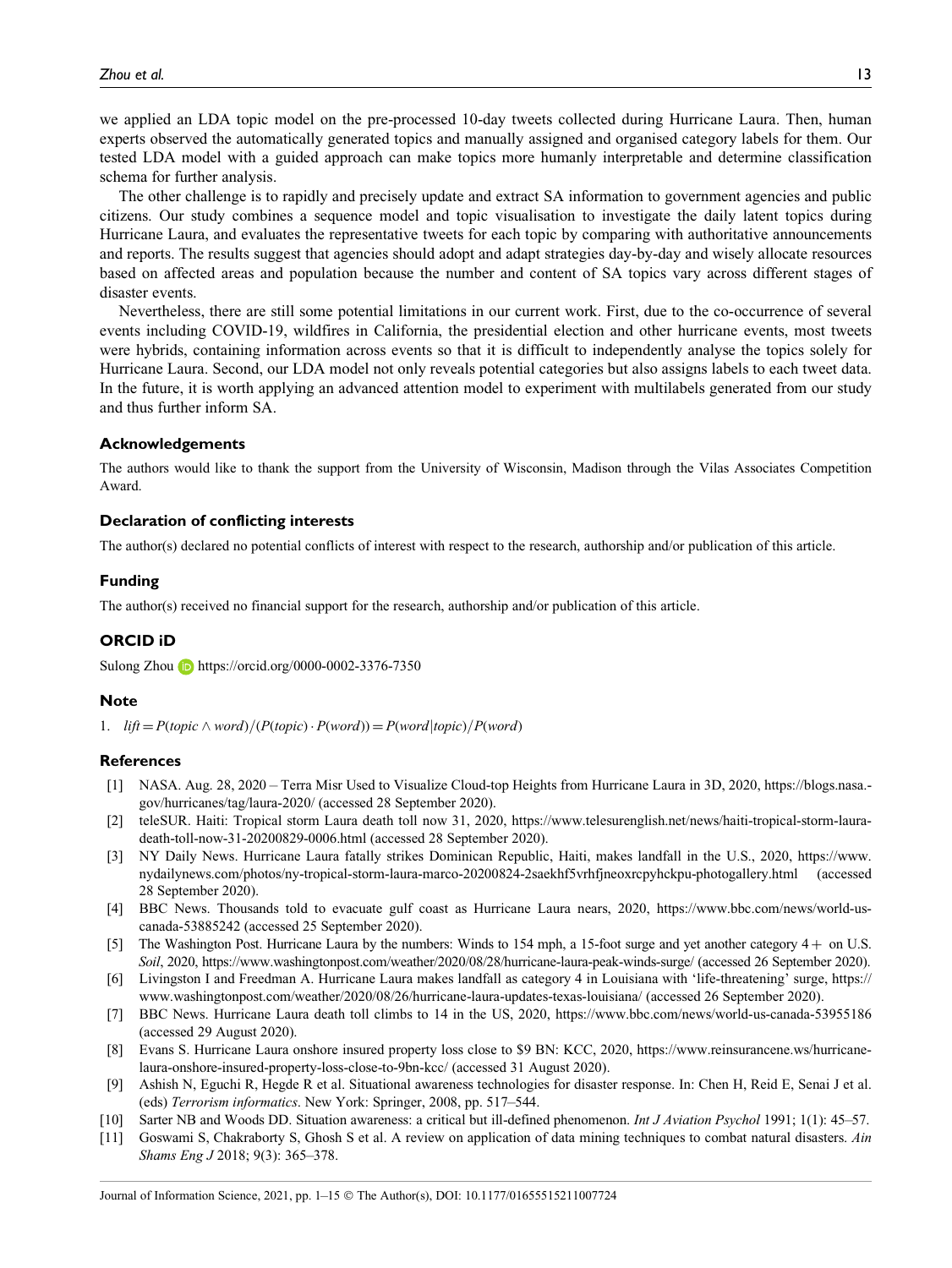we applied an LDA topic model on the pre-processed 10-day tweets collected during Hurricane Laura. Then, human experts observed the automatically generated topics and manually assigned and organised category labels for them. Our tested LDA model with a guided approach can make topics more humanly interpretable and determine classification schema for further analysis.

The other challenge is to rapidly and precisely update and extract SA information to government agencies and public citizens. Our study combines a sequence model and topic visualisation to investigate the daily latent topics during Hurricane Laura, and evaluates the representative tweets for each topic by comparing with authoritative announcements and reports. The results suggest that agencies should adopt and adapt strategies day-by-day and wisely allocate resources based on affected areas and population because the number and content of SA topics vary across different stages of disaster events.

Nevertheless, there are still some potential limitations in our current work. First, due to the co-occurrence of several events including COVID-19, wildfires in California, the presidential election and other hurricane events, most tweets were hybrids, containing information across events so that it is difficult to independently analyse the topics solely for Hurricane Laura. Second, our LDA model not only reveals potential categories but also assigns labels to each tweet data. In the future, it is worth applying an advanced attention model to experiment with multilabels generated from our study and thus further inform SA.

### Acknowledgements

The authors would like to thank the support from the University of Wisconsin, Madison through the Vilas Associates Competition Award.

### Declaration of conflicting interests

The author(s) declared no potential conflicts of interest with respect to the research, authorship and/or publication of this article.

### Funding

The author(s) received no financial support for the research, authorship and/or publication of this article.

### ORCID iD

Sulong Zhou https://orcid.org/0000-0002-3376-7350

### Note

1. $lift = P(topic \wedge word)/(P(topic) \cdot P(word)) = P(word|topic)/P(word)$

### References

[1] NASA. Aug. 28, 2020 – Terra Misr Used to Visualize Cloud-top Heights from Hurricane Laura in 3D, 2020, https://blogs.nasa.gov/hurricanes/tag/laura-2020/ (accessed 28 September 2020).

[2] teleSUR. Haiti: Tropical storm Laura death toll now 31, 2020, https://www.telesurenglish.net/news/haiti-tropical-storm-laura-death-toll-now-31-20200829-0006.html (accessed 28 September 2020).

[3] NY Daily News. Hurricane Laura fatally strikes Dominican Republic, Haiti, makes landfall in the U.S., 2020, https://www.nydailynews.com/photos/ny-tropical-storm-laura-marco-20200824-2saekhf5vrhfjneoxrcpyhckpu-photogallery.html (accessed 28 September 2020).

[4] BBC News. Thousands told to evacuate gulf coast as Hurricane Laura nears, 2020, https://www.bbc.com/news/world-us-canada-53885242 (accessed 25 September 2020).

[5] The Washington Post. Hurricane Laura by the numbers: Winds to 154 mph, a 15-foot surge and yet another category 4 + on U.S. *Soil*, 2020, https://www.washingtonpost.com/weather/2020/08/28/hurricane-laura-peak-winds-surge/ (accessed 26 September 2020).

[6] Livingston I and Freedman A. Hurricane Laura makes landfall as category 4 in Louisiana with 'life-threatening' surge, https://www.washingtonpost.com/weather/2020/08/26/hurricane-laura-updates-texas-louisiana/ (accessed 26 September 2020).

[7] BBC News. Hurricane Laura death toll climbs to 14 in the US, 2020, https://www.bbc.com/news/world-us-canada-53955186 (accessed 29 August 2020).

[8] Evans S. Hurricane Laura onshore insured property loss close to $9 BN: KCC, 2020, https://www.reinsurancene.ws/hurricane-laura-onshore-insured-property-loss-close-to-9bn-kcc/ (accessed 31 August 2020).

[9] Ashish N, Eguchi R, Hegde R et al. Situational awareness technologies for disaster response. In: Chen H, Reid E, Senai J et al. (eds) *Terrorism informatics*. New York: Springer, 2008, pp. 517–544.

[10] Sarter NB and Woods DD. Situation awareness: a critical but ill-defined phenomenon. *Int J Aviation Psychol* 1991; 1(1): 45–57.

[11] Goswami S, Chakraborty S, Ghosh S et al. A review on application of data mining techniques to combat natural disasters. *Ain Shams Eng J* 2018; 9(3): 365–378.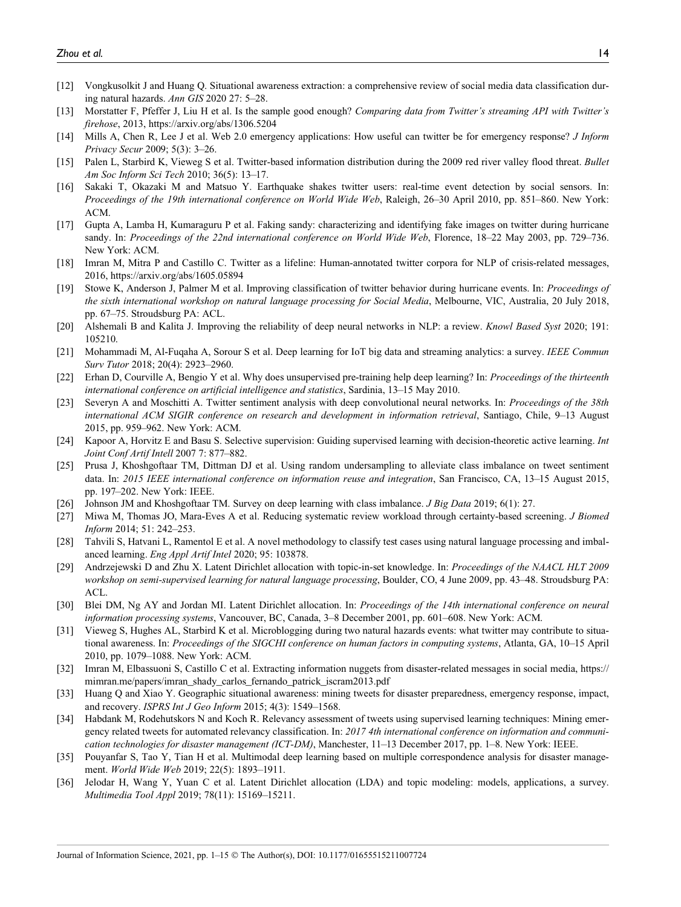[12] Vongkusolkit J and Huang Q. Situational awareness extraction: a comprehensive review of social media data classification during natural hazards. *Ann GIS* 2020 27: 5–28.

[13] Morstatter F, Pfeffer J, Liu H et al. Is the sample good enough? *Comparing data from Twitter's streaming API with Twitter's firehose*, 2013, https://arxiv.org/abs/1306.5204

[14] Mills A, Chen R, Lee J et al. Web 2.0 emergency applications: How useful can twitter be for emergency response? *J Inform Privacy Secur* 2009; 5(3): 3–26.

[15] Palen L, Starbird K, Vieweg S et al. Twitter-based information distribution during the 2009 red river valley flood threat. *Bullet Am Soc Inform Sci Tech* 2010; 36(5): 13–17.

[16] Sakaki T, Okazaki M and Matsuo Y. Earthquake shakes twitter users: real-time event detection by social sensors. In: *Proceedings of the 19th international conference on World Wide Web*, Raleigh, 26–30 April 2010, pp. 851–860. New York: ACM.

[17] Gupta A, Lamba H, Kumaraguru P et al. Faking sandy: characterizing and identifying fake images on twitter during hurricane sandy. In: *Proceedings of the 22nd international conference on World Wide Web*, Florence, 18–22 May 2003, pp. 729–736. New York: ACM.

[18] Imran M, Mitra P and Castillo C. Twitter as a lifeline: Human-annotated twitter corpora for NLP of crisis-related messages, 2016, https://arxiv.org/abs/1605.05894

[19] Stowe K, Anderson J, Palmer M et al. Improving classification of twitter behavior during hurricane events. In: *Proceedings of the sixth international workshop on natural language processing for Social Media*, Melbourne, VIC, Australia, 20 July 2018, pp. 67–75. Stroudsburg PA: ACL.

[20] Alshemali B and Kalita J. Improving the reliability of deep neural networks in NLP: a review. *Knowl Based Syst* 2020; 191: 105210.

[21] Mohammadi M, Al-Fuqaha A, Sorour S et al. Deep learning for IoT big data and streaming analytics: a survey. *IEEE Commun Surv Tutor* 2018; 20(4): 2923–2960.

[22] Erhan D, Courville A, Bengio Y et al. Why does unsupervised pre-training help deep learning? In: *Proceedings of the thirteenth international conference on artificial intelligence and statistics*, Sardinia, 13–15 May 2010.

[23] Severyn A and Moschitti A. Twitter sentiment analysis with deep convolutional neural networks. In: *Proceedings of the 38th international ACM SIGIR conference on research and development in information retrieval*, Santiago, Chile, 9–13 August 2015, pp. 959–962. New York: ACM.

[24] Kapoor A, Horvitz E and Basu S. Selective supervision: Guiding supervised learning with decision-theoretic active learning. *Int Joint Conf Artif Intell* 2007 7: 877–882.

[25] Prusa J, Khoshgoftaar TM, Dittman DJ et al. Using random undersampling to alleviate class imbalance on tweet sentiment data. In: *2015 IEEE international conference on information reuse and integration*, San Francisco, CA, 13–15 August 2015, pp. 197–202. New York: IEEE.

[26] Johnson JM and Khoshgoftaar TM. Survey on deep learning with class imbalance. *J Big Data* 2019; 6(1): 27.

[27] Miwa M, Thomas JO, Mara-Eves A et al. Reducing systematic review workload through certainty-based screening. *J Biomed Inform* 2014; 51: 242–253.

[28] Tahvili S, Hatvani L, Ramentol E et al. A novel methodology to classify test cases using natural language processing and imbalanced learning. *Eng Appl Artif Intel* 2020; 95: 103878.

[29] Andrzejewski D and Zhu X. Latent Dirichlet allocation with topic-in-set knowledge. In: *Proceedings of the NAACL HLT 2009 workshop on semi-supervised learning for natural language processing*, Boulder, CO, 4 June 2009, pp. 43–48. Stroudsburg PA: ACL.

[30] Blei DM, Ng AY and Jordan MI. Latent Dirichlet allocation. In: *Proceedings of the 14th international conference on neural information processing systems*, Vancouver, BC, Canada, 3–8 December 2001, pp. 601–608. New York: ACM.

[31] Vieweg S, Hughes AL, Starbird K et al. Microblogging during two natural hazards events: what twitter may contribute to situational awareness. In: *Proceedings of the SIGCHI conference on human factors in computing systems*, Atlanta, GA, 10–15 April 2010, pp. 1079–1088. New York: ACM.

[32] Imran M, Elbassuoni S, Castillo C et al. Extracting information nuggets from disaster-related messages in social media, https://mimran.me/papers/imran_shady_carlos_fernando_patrick_iscram2013.pdf

[33] Huang Q and Xiao Y. Geographic situational awareness: mining tweets for disaster preparedness, emergency response, impact, and recovery. *ISPRS Int J Geo Inform* 2015; 4(3): 1549–1568.

[34] Habdank M, Rodehutskors N and Koch R. Relevancy assessment of tweets using supervised learning techniques: Mining emergency related tweets for automated relevancy classification. In: *2017 4th international conference on information and communication technologies for disaster management (ICT-DM)*, Manchester, 11–13 December 2017, pp. 1–8. New York: IEEE.

[35] Pouyanfar S, Tao Y, Tian H et al. Multimodal deep learning based on multiple correspondence analysis for disaster management. *World Wide Web* 2019; 22(5): 1893–1911.

[36] Jelodar H, Wang Y, Yuan C et al. Latent Dirichlet allocation (LDA) and topic modeling: models, applications, a survey. *Multimedia Tool Appl* 2019; 78(11): 15169–15211.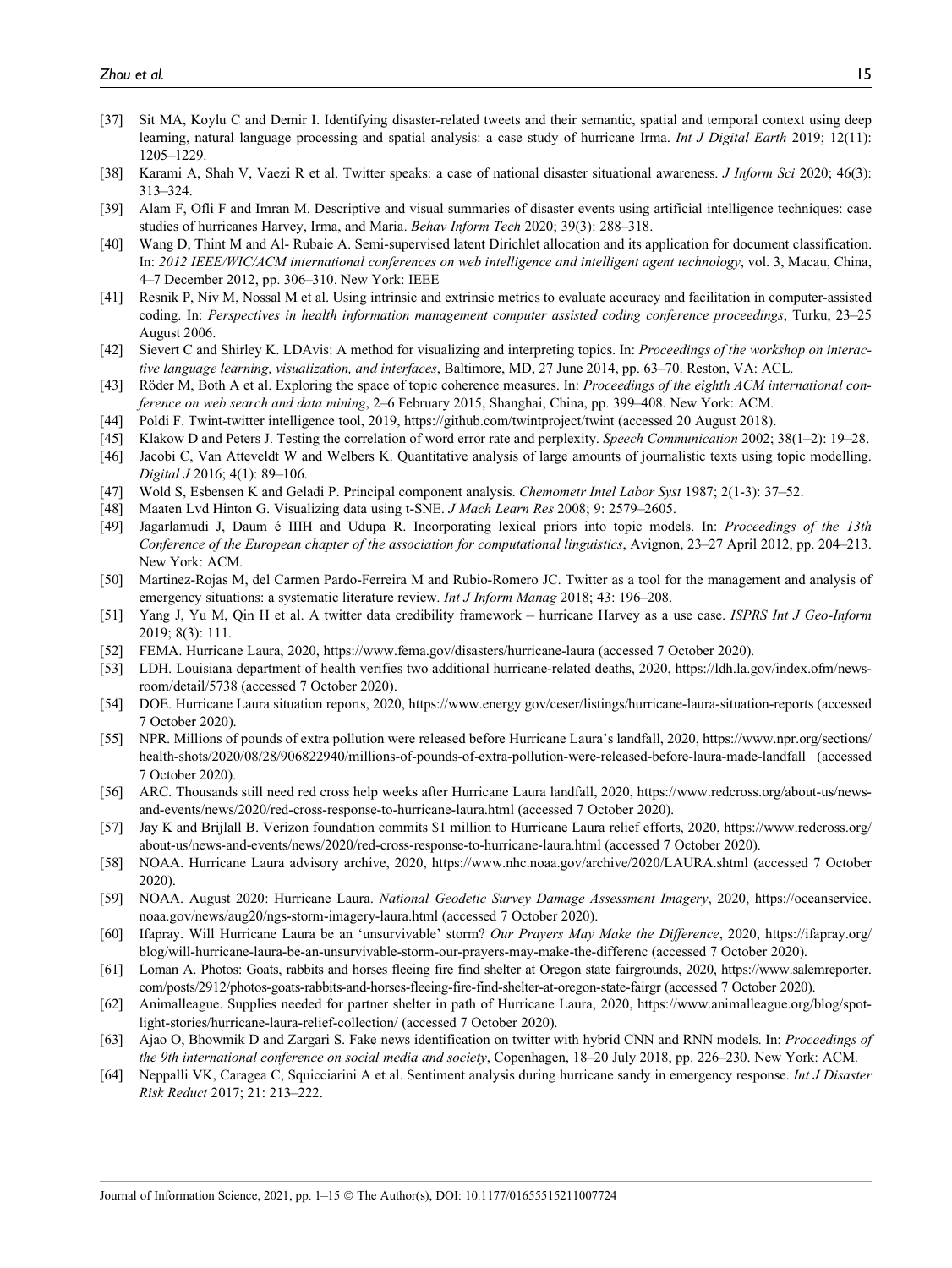[37] Sit MA, Koylu C and Demir I. Identifying disaster-related tweets and their semantic, spatial and temporal context using deep learning, natural language processing and spatial analysis: a case study of hurricane Irma. *Int J Digital Earth* 2019; 12(11): 1205–1229.

[38] Karami A, Shah V, Vaezi R et al. Twitter speaks: a case of national disaster situational awareness. *J Inform Sci* 2020; 46(3): 313–324.

[39] Alam F, Ofli F and Imran M. Descriptive and visual summaries of disaster events using artificial intelligence techniques: case studies of hurricanes Harvey, Irma, and Maria. *Behav Inform Tech* 2020; 39(3): 288–318.

[40] Wang D, Thint M and Al- Rubaie A. Semi-supervised latent Dirichlet allocation and its application for document classification. In: *2012 IEEE/WIC/ACM international conferences on web intelligence and intelligent agent technology*, vol. 3, Macau, China, 4–7 December 2012, pp. 306–310. New York: IEEE

[41] Resnik P, Niv M, Nossal M et al. Using intrinsic and extrinsic metrics to evaluate accuracy and facilitation in computer-assisted coding. In: *Perspectives in health information management computer assisted coding conference proceedings*, Turku, 23–25 August 2006.

[42] Sievert C and Shirley K. LDAvis: A method for visualizing and interpreting topics. In: *Proceedings of the workshop on interactive language learning, visualization, and interfaces*, Baltimore, MD, 27 June 2014, pp. 63–70. Reston, VA: ACL.

[43] Röder M, Both A et al. Exploring the space of topic coherence measures. In: *Proceedings of the eighth ACM international conference on web search and data mining*, 2–6 February 2015, Shanghai, China, pp. 399–408. New York: ACM.

[44] Poldi F. Twint-twitter intelligence tool, 2019, https://github.com/twintproject/twint (accessed 20 August 2018).

[45] Klakow D and Peters J. Testing the correlation of word error rate and perplexity. *Speech Communication* 2002; 38(1–2): 19–28.

[46] Jacobi C, Van Atteveldt W and Welbers K. Quantitative analysis of large amounts of journalistic texts using topic modelling. *Digital J* 2016; 4(1): 89–106.

[47] Wold S, Esbensen K and Geladi P. Principal component analysis. *Chemometr Intel Labor Syst* 1987; 2(1-3): 37–52.

[48] Maaten Lvd Hinton G. Visualizing data using t-SNE. *J Mach Learn Res* 2008; 9: 2579–2605.

[49] Jagarlamudi J, Daum é IIIH and Udupa R. Incorporating lexical priors into topic models. In: *Proceedings of the 13th Conference of the European chapter of the association for computational linguistics*, Avignon, 23–27 April 2012, pp. 204–213. New York: ACM.

[50] Martinez-Rojas M, del Carmen Pardo-Ferreira M and Rubio-Romero JC. Twitter as a tool for the management and analysis of emergency situations: a systematic literature review. *Int J Inform Manag* 2018; 43: 196–208.

[51] Yang J, Yu M, Qin H et al. A twitter data credibility framework – hurricane Harvey as a use case. *ISPRS Int J Geo-Inform* 2019; 8(3): 111.

[52] FEMA. Hurricane Laura, 2020, https://www.fema.gov/disasters/hurricane-laura (accessed 7 October 2020).

[53] LDH. Louisiana department of health verifies two additional hurricane-related deaths, 2020, https://ldh.la.gov/index.ofm/newsroom/detail/5738 (accessed 7 October 2020).

[54] DOE. Hurricane Laura situation reports, 2020, https://www.energy.gov/ceser/listings/hurricane-laura-situation-reports (accessed 7 October 2020).

[55] NPR. Millions of pounds of extra pollution were released before Hurricane Laura's landfall, 2020, https://www.npr.org/sections/health-shots/2020/08/28/906822940/millions-of-pounds-of-extra-pollution-were-released-before-laura-made-landfall (accessed 7 October 2020).

[56] ARC. Thousands still need red cross help weeks after Hurricane Laura landfall, 2020, https://www.redcross.org/about-us/news-and-events/news/2020/red-cross-response-to-hurricane-laura.html (accessed 7 October 2020).

[57] Jay K and Brijlall B. Verizon foundation commits $1 million to Hurricane Laura relief efforts, 2020, https://www.redcross.org/about-us/news-and-events/news/2020/red-cross-response-to-hurricane-laura.html (accessed 7 October 2020).

[58] NOAA. Hurricane Laura advisory archive, 2020, https://www.nhc.noaa.gov/archive/2020/LAURA.shtml (accessed 7 October 2020).

[59] NOAA. August 2020: Hurricane Laura. *National Geodetic Survey Damage Assessment Imagery*, 2020, https://oceanservice.noaa.gov/news/aug20/ngs-storm-imagery-laura.html (accessed 7 October 2020).

[60] Ifapray. Will Hurricane Laura be an 'unsurvivable' storm? *Our Prayers May Make the Difference*, 2020, https://ifapray.org/blog/will-hurricane-laura-be-an-unsurvivable-storm-our-prayers-may-make-the-differenc (accessed 7 October 2020).

[61] Loman A. Photos: Goats, rabbits and horses fleeing fire find shelter at Oregon state fairgrounds, 2020, https://www.salemreporter.com/posts/2912/photos-goats-rabbits-and-horses-fleeing-fire-find-shelter-at-oregon-state-fairgr (accessed 7 October 2020).

[62] Animalleague. Supplies needed for partner shelter in path of Hurricane Laura, 2020, https://www.animalleague.org/blog/spotlight-stories/hurricane-laura-relief-collection/ (accessed 7 October 2020).

[63] Ajao O, Bhowmik D and Zargari S. Fake news identification on twitter with hybrid CNN and RNN models. In: *Proceedings of the 9th international conference on social media and society*, Copenhagen, 18–20 July 2018, pp. 226–230. New York: ACM.

[64] Neppalli VK, Caragea C, Squicciarini A et al. Sentiment analysis during hurricane sandy in emergency response. *Int J Disaster Risk Reduct* 2017; 21: 213–222.